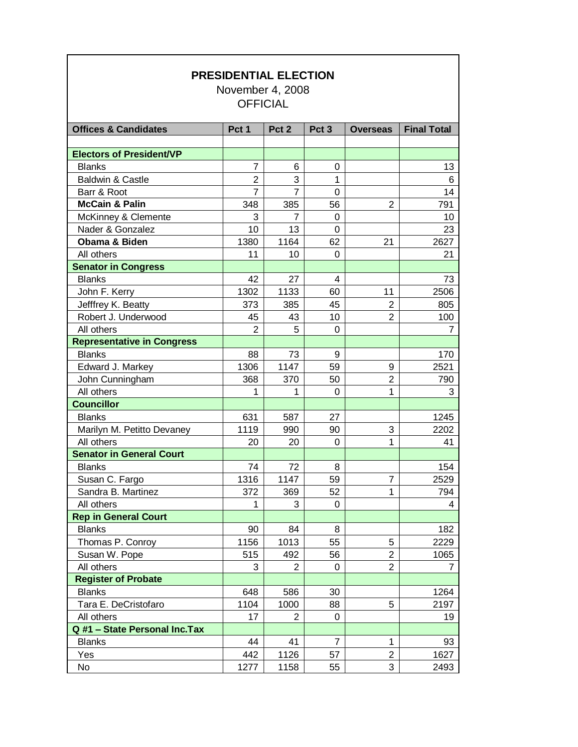# PRESIDENTIAL ELECTION

November 4, 2008

OFFICIAL

| Offices & Candidates | Pct 1 | Pct 2 | Pct 3 | Overseas | Final Total |
|---|---|---|---|---|---|
| | | | | | |
| **Electors of President/VP** | | | | | |
| Blanks | 7 | 6 | 0 | | 13 |
| Baldwin & Castle | 2 | 3 | 1 | | 6 |
| Barr & Root | 7 | 7 | 0 | | 14 |
| **McCain & Palin** | 348 | 385 | 56 | 2 | 791 |
| McKinney & Clemente | 3 | 7 | 0 | | 10 |
| Nader & Gonzalez | 10 | 13 | 0 | | 23 |
| **Obama & Biden** | 1380 | 1164 | 62 | 21 | 2627 |
| All others | 11 | 10 | 0 | | 21 |
| **Senator in Congress** | | | | | |
| Blanks | 42 | 27 | 4 | | 73 |
| John F. Kerry | 1302 | 1133 | 60 | 11 | 2506 |
| Jefffrey K. Beatty | 373 | 385 | 45 | 2 | 805 |
| Robert J. Underwood | 45 | 43 | 10 | 2 | 100 |
| All others | 2 | 5 | 0 | | 7 |
| **Representative in Congress** | | | | | |
| Blanks | 88 | 73 | 9 | | 170 |
| Edward J. Markey | 1306 | 1147 | 59 | 9 | 2521 |
| John Cunningham | 368 | 370 | 50 | 2 | 790 |
| All others | 1 | 1 | 0 | 1 | 3 |
| **Councillor** | | | | | |
| Blanks | 631 | 587 | 27 | | 1245 |
| Marilyn M. Petitto Devaney | 1119 | 990 | 90 | 3 | 2202 |
| All others | 20 | 20 | 0 | 1 | 41 |
| **Senator in General Court** | | | | | |
| Blanks | 74 | 72 | 8 | | 154 |
| Susan C. Fargo | 1316 | 1147 | 59 | 7 | 2529 |
| Sandra B. Martinez | 372 | 369 | 52 | 1 | 794 |
| All others | 1 | 3 | 0 | | 4 |
| **Rep in General Court** | | | | | |
| Blanks | 90 | 84 | 8 | | 182 |
| Thomas P. Conroy | 1156 | 1013 | 55 | 5 | 2229 |
| Susan W. Pope | 515 | 492 | 56 | 2 | 1065 |
| All others | 3 | 2 | 0 | 2 | 7 |
| **Register of Probate** | | | | | |
| Blanks | 648 | 586 | 30 | | 1264 |
| Tara E. DeCristofaro | 1104 | 1000 | 88 | 5 | 2197 |
| All others | 17 | 2 | 0 | | 19 |
| **Q #1 – State Personal Inc.Tax** | | | | | |
| Blanks | 44 | 41 | 7 | 1 | 93 |
| Yes | 442 | 1126 | 57 | 2 | 1627 |
| No | 1277 | 1158 | 55 | 3 | 2493 |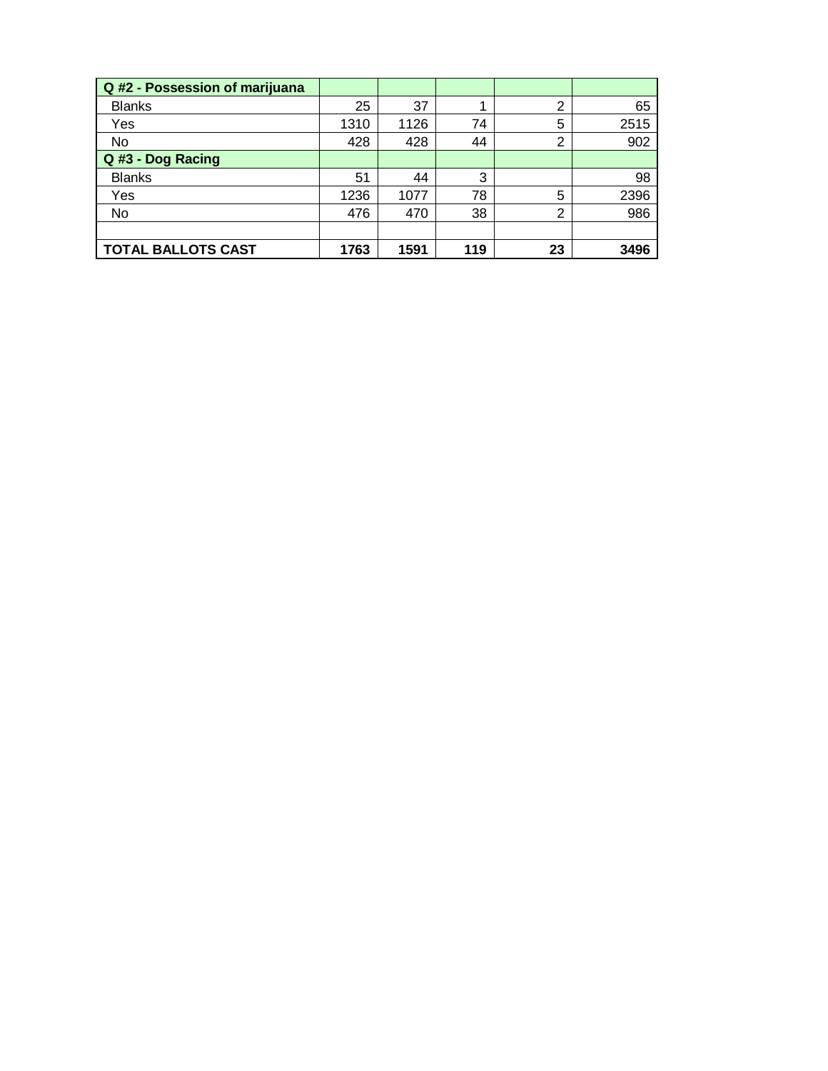| | | | | | |
|---|---|---|---|---|---|
| **Q #2 - Possession of marijuana** | | | | | |
| Blanks | 25 | 37 | 1 | 2 | 65 |
| Yes | 1310 | 1126 | 74 | 5 | 2515 |
| No | 428 | 428 | 44 | 2 | 902 |
| **Q #3 - Dog Racing** | | | | | |
| Blanks | 51 | 44 | 3 | | 98 |
| Yes | 1236 | 1077 | 78 | 5 | 2396 |
| No | 476 | 470 | 38 | 2 | 986 |
| | | | | | |
| **TOTAL BALLOTS CAST** | **1763** | **1591** | **119** | **23** | **3496** |